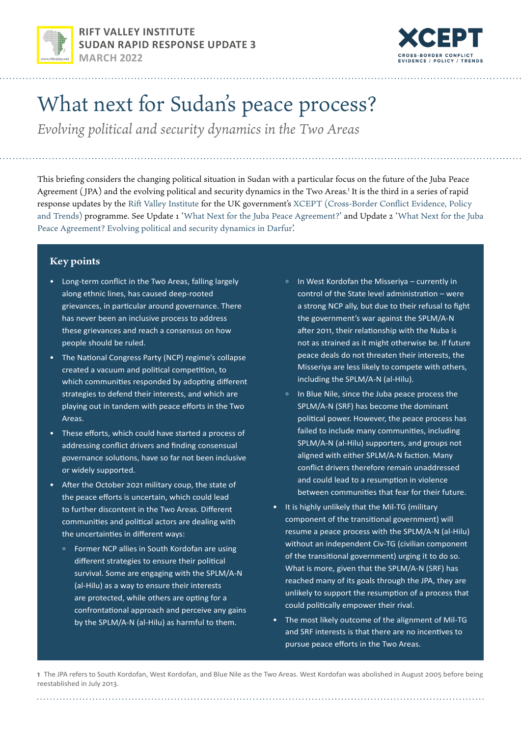RIFT VALLEY INSTITUTE
SUDAN RAPID RESPONSE UPDATE 3
MARCH 2022

XCEPT
CROSS-BORDER CONFLICT EVIDENCE / POLICY / TRENDS

# What next for Sudan's peace process?

*Evolving political and security dynamics in the Two Areas*

This briefing considers the changing political situation in Sudan with a particular focus on the future of the Juba Peace Agreement (JPA) and the evolving political and security dynamics in the Two Areas.[1] It is the third in a series of rapid response updates by the Rift Valley Institute for the UK government's XCEPT (Cross-Border Conflict Evidence, Policy and Trends) programme. See Update 1 'What Next for the Juba Peace Agreement?' and Update 2 'What Next for the Juba Peace Agreement? Evolving political and security dynamics in Darfur'.

## Key points

- Long-term conflict in the Two Areas, falling largely along ethnic lines, has caused deep-rooted grievances, in particular around governance. There has never been an inclusive process to address these grievances and reach a consensus on how people should be ruled.
- The National Congress Party (NCP) regime's collapse created a vacuum and political competition, to which communities responded by adopting different strategies to defend their interests, and which are playing out in tandem with peace efforts in the Two Areas.
- These efforts, which could have started a process of addressing conflict drivers and finding consensual governance solutions, have so far not been inclusive or widely supported.
- After the October 2021 military coup, the state of the peace efforts is uncertain, which could lead to further discontent in the Two Areas. Different communities and political actors are dealing with the uncertainties in different ways:
  - Former NCP allies in South Kordofan are using different strategies to ensure their political survival. Some are engaging with the SPLM/A-N (al-Hilu) as a way to ensure their interests are protected, while others are opting for a confrontational approach and perceive any gains by the SPLM/A-N (al-Hilu) as harmful to them.
  - In West Kordofan the Misseriya – currently in control of the State level administration – were a strong NCP ally, but due to their refusal to fight the government's war against the SPLM/A-N after 2011, their relationship with the Nuba is not as strained as it might otherwise be. If future peace deals do not threaten their interests, the Misseriya are less likely to compete with others, including the SPLM/A-N (al-Hilu).
  - In Blue Nile, since the Juba peace process the SPLM/A-N (SRF) has become the dominant political power. However, the peace process has failed to include many communities, including SPLM/A-N (al-Hilu) supporters, and groups not aligned with either SPLM/A-N faction. Many conflict drivers therefore remain unaddressed and could lead to a resumption in violence between communities that fear for their future.
- It is highly unlikely that the Mil-TG (military component of the transitional government) will resume a peace process with the SPLM/A-N (al-Hilu) without an independent Civ-TG (civilian component of the transitional government) urging it to do so. What is more, given that the SPLM/A-N (SRF) has reached many of its goals through the JPA, they are unlikely to support the resumption of a process that could politically empower their rival.
- The most likely outcome of the alignment of Mil-TG and SRF interests is that there are no incentives to pursue peace efforts in the Two Areas.

[1] The JPA refers to South Kordofan, West Kordofan, and Blue Nile as the Two Areas. West Kordofan was abolished in August 2005 before being reestablished in July 2013.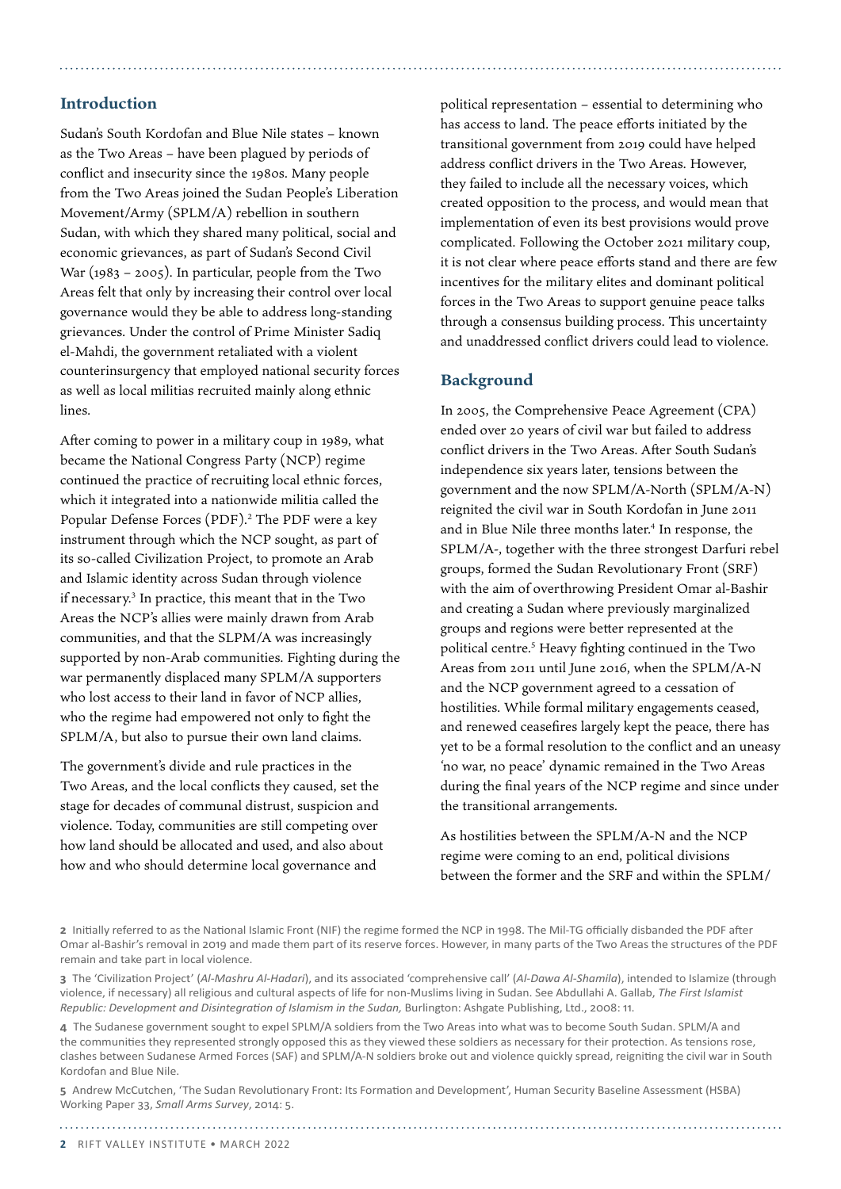## Introduction

Sudan's South Kordofan and Blue Nile states – known as the Two Areas – have been plagued by periods of conflict and insecurity since the 1980s. Many people from the Two Areas joined the Sudan People's Liberation Movement/Army (SPLM/A) rebellion in southern Sudan, with which they shared many political, social and economic grievances, as part of Sudan's Second Civil War (1983 – 2005). In particular, people from the Two Areas felt that only by increasing their control over local governance would they be able to address long-standing grievances. Under the control of Prime Minister Sadiq el-Mahdi, the government retaliated with a violent counterinsurgency that employed national security forces as well as local militias recruited mainly along ethnic lines.

After coming to power in a military coup in 1989, what became the National Congress Party (NCP) regime continued the practice of recruiting local ethnic forces, which it integrated into a nationwide militia called the Popular Defense Forces (PDF).[2] The PDF were a key instrument through which the NCP sought, as part of its so-called Civilization Project, to promote an Arab and Islamic identity across Sudan through violence if necessary.[3] In practice, this meant that in the Two Areas the NCP's allies were mainly drawn from Arab communities, and that the SLPM/A was increasingly supported by non-Arab communities. Fighting during the war permanently displaced many SPLM/A supporters who lost access to their land in favor of NCP allies, who the regime had empowered not only to fight the SPLM/A, but also to pursue their own land claims.

The government's divide and rule practices in the Two Areas, and the local conflicts they caused, set the stage for decades of communal distrust, suspicion and violence. Today, communities are still competing over how land should be allocated and used, and also about how and who should determine local governance and political representation – essential to determining who has access to land. The peace efforts initiated by the transitional government from 2019 could have helped address conflict drivers in the Two Areas. However, they failed to include all the necessary voices, which created opposition to the process, and would mean that implementation of even its best provisions would prove complicated. Following the October 2021 military coup, it is not clear where peace efforts stand and there are few incentives for the military elites and dominant political forces in the Two Areas to support genuine peace talks through a consensus building process. This uncertainty and unaddressed conflict drivers could lead to violence.

## Background

In 2005, the Comprehensive Peace Agreement (CPA) ended over 20 years of civil war but failed to address conflict drivers in the Two Areas. After South Sudan's independence six years later, tensions between the government and the now SPLM/A-North (SPLM/A-N) reignited the civil war in South Kordofan in June 2011 and in Blue Nile three months later.[4] In response, the SPLM/A-, together with the three strongest Darfuri rebel groups, formed the Sudan Revolutionary Front (SRF) with the aim of overthrowing President Omar al-Bashir and creating a Sudan where previously marginalized groups and regions were better represented at the political centre.[5] Heavy fighting continued in the Two Areas from 2011 until June 2016, when the SPLM/A-N and the NCP government agreed to a cessation of hostilities. While formal military engagements ceased, and renewed ceasefires largely kept the peace, there has yet to be a formal resolution to the conflict and an uneasy 'no war, no peace' dynamic remained in the Two Areas during the final years of the NCP regime and since under the transitional arrangements.

As hostilities between the SPLM/A-N and the NCP regime were coming to an end, political divisions between the former and the SRF and within the SPLM/

---

**2** Initially referred to as the National Islamic Front (NIF) the regime formed the NCP in 1998. The Mil-TG officially disbanded the PDF after Omar al-Bashir's removal in 2019 and made them part of its reserve forces. However, in many parts of the Two Areas the structures of the PDF remain and take part in local violence.

**3** The 'Civilization Project' (*Al-Mashru Al-Hadari*), and its associated 'comprehensive call' (*Al-Dawa Al-Shamila*), intended to Islamize (through violence, if necessary) all religious and cultural aspects of life for non-Muslims living in Sudan. See Abdullahi A. Gallab, *The First Islamist Republic: Development and Disintegration of Islamism in the Sudan,* Burlington: Ashgate Publishing, Ltd., 2008: 11.

**4** The Sudanese government sought to expel SPLM/A soldiers from the Two Areas into what was to become South Sudan. SPLM/A and the communities they represented strongly opposed this as they viewed these soldiers as necessary for their protection. As tensions rose, clashes between Sudanese Armed Forces (SAF) and SPLM/A-N soldiers broke out and violence quickly spread, reigniting the civil war in South Kordofan and Blue Nile.

**5** Andrew McCutchen, 'The Sudan Revolutionary Front: Its Formation and Development', Human Security Baseline Assessment (HSBA) Working Paper 33, *Small Arms Survey*, 2014: 5.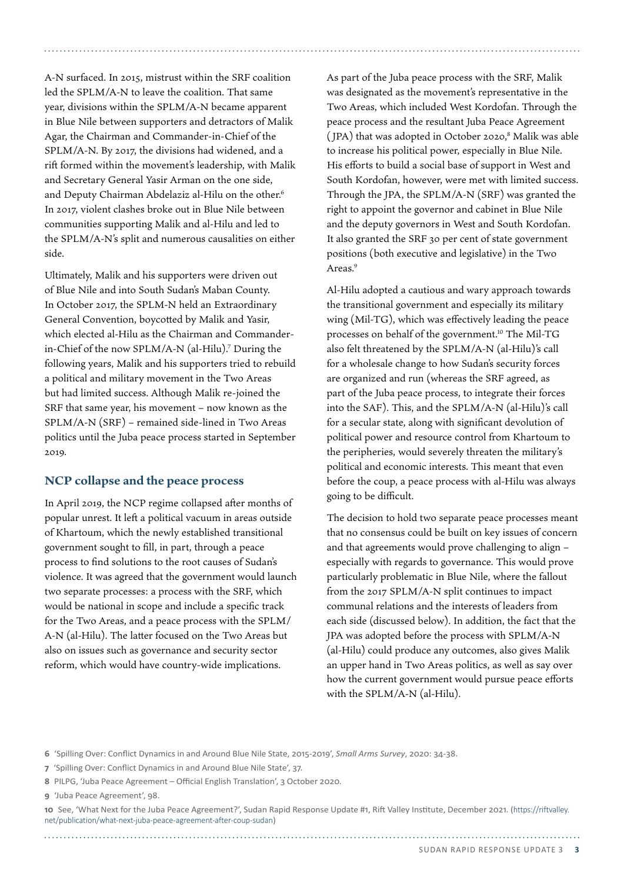A-N surfaced. In 2015, mistrust within the SRF coalition led the SPLM/A-N to leave the coalition. That same year, divisions within the SPLM/A-N became apparent in Blue Nile between supporters and detractors of Malik Agar, the Chairman and Commander-in-Chief of the SPLM/A-N. By 2017, the divisions had widened, and a rift formed within the movement's leadership, with Malik and Secretary General Yasir Arman on the one side, and Deputy Chairman Abdelaziz al-Hilu on the other.[6] In 2017, violent clashes broke out in Blue Nile between communities supporting Malik and al-Hilu and led to the SPLM/A-N's split and numerous causalities on either side.

Ultimately, Malik and his supporters were driven out of Blue Nile and into South Sudan's Maban County. In October 2017, the SPLM-N held an Extraordinary General Convention, boycotted by Malik and Yasir, which elected al-Hilu as the Chairman and Commander-in-Chief of the now SPLM/A-N (al-Hilu).[7] During the following years, Malik and his supporters tried to rebuild a political and military movement in the Two Areas but had limited success. Although Malik re-joined the SRF that same year, his movement – now known as the SPLM/A-N (SRF) – remained side-lined in Two Areas politics until the Juba peace process started in September 2019.

## NCP collapse and the peace process

In April 2019, the NCP regime collapsed after months of popular unrest. It left a political vacuum in areas outside of Khartoum, which the newly established transitional government sought to fill, in part, through a peace process to find solutions to the root causes of Sudan's violence. It was agreed that the government would launch two separate processes: a process with the SRF, which would be national in scope and include a specific track for the Two Areas, and a peace process with the SPLM/A-N (al-Hilu). The latter focused on the Two Areas but also on issues such as governance and security sector reform, which would have country-wide implications.

As part of the Juba peace process with the SRF, Malik was designated as the movement's representative in the Two Areas, which included West Kordofan. Through the peace process and the resultant Juba Peace Agreement (JPA) that was adopted in October 2020,[8] Malik was able to increase his political power, especially in Blue Nile. His efforts to build a social base of support in West and South Kordofan, however, were met with limited success. Through the JPA, the SPLM/A-N (SRF) was granted the right to appoint the governor and cabinet in Blue Nile and the deputy governors in West and South Kordofan. It also granted the SRF 30 per cent of state government positions (both executive and legislative) in the Two Areas.[9]

Al-Hilu adopted a cautious and wary approach towards the transitional government and especially its military wing (Mil-TG), which was effectively leading the peace processes on behalf of the government.[10] The Mil-TG also felt threatened by the SPLM/A-N (al-Hilu)'s call for a wholesale change to how Sudan's security forces are organized and run (whereas the SRF agreed, as part of the Juba peace process, to integrate their forces into the SAF). This, and the SPLM/A-N (al-Hilu)'s call for a secular state, along with significant devolution of political power and resource control from Khartoum to the peripheries, would severely threaten the military's political and economic interests. This meant that even before the coup, a peace process with al-Hilu was always going to be difficult.

The decision to hold two separate peace processes meant that no consensus could be built on key issues of concern and that agreements would prove challenging to align – especially with regards to governance. This would prove particularly problematic in Blue Nile, where the fallout from the 2017 SPLM/A-N split continues to impact communal relations and the interests of leaders from each side (discussed below). In addition, the fact that the JPA was adopted before the process with SPLM/A-N (al-Hilu) could produce any outcomes, also gives Malik an upper hand in Two Areas politics, as well as say over how the current government would pursue peace efforts with the SPLM/A-N (al-Hilu).

---

**6** 'Spilling Over: Conflict Dynamics in and Around Blue Nile State, 2015-2019', *Small Arms Survey*, 2020: 34-38.

**7** 'Spilling Over: Conflict Dynamics in and Around Blue Nile State', 37.

**8** PILPG, 'Juba Peace Agreement – Official English Translation', 3 October 2020.

**9** 'Juba Peace Agreement', 98.

**10** See, 'What Next for the Juba Peace Agreement?', Sudan Rapid Response Update #1, Rift Valley Institute, December 2021. (https://riftvalley.net/publication/what-next-juba-peace-agreement-after-coup-sudan)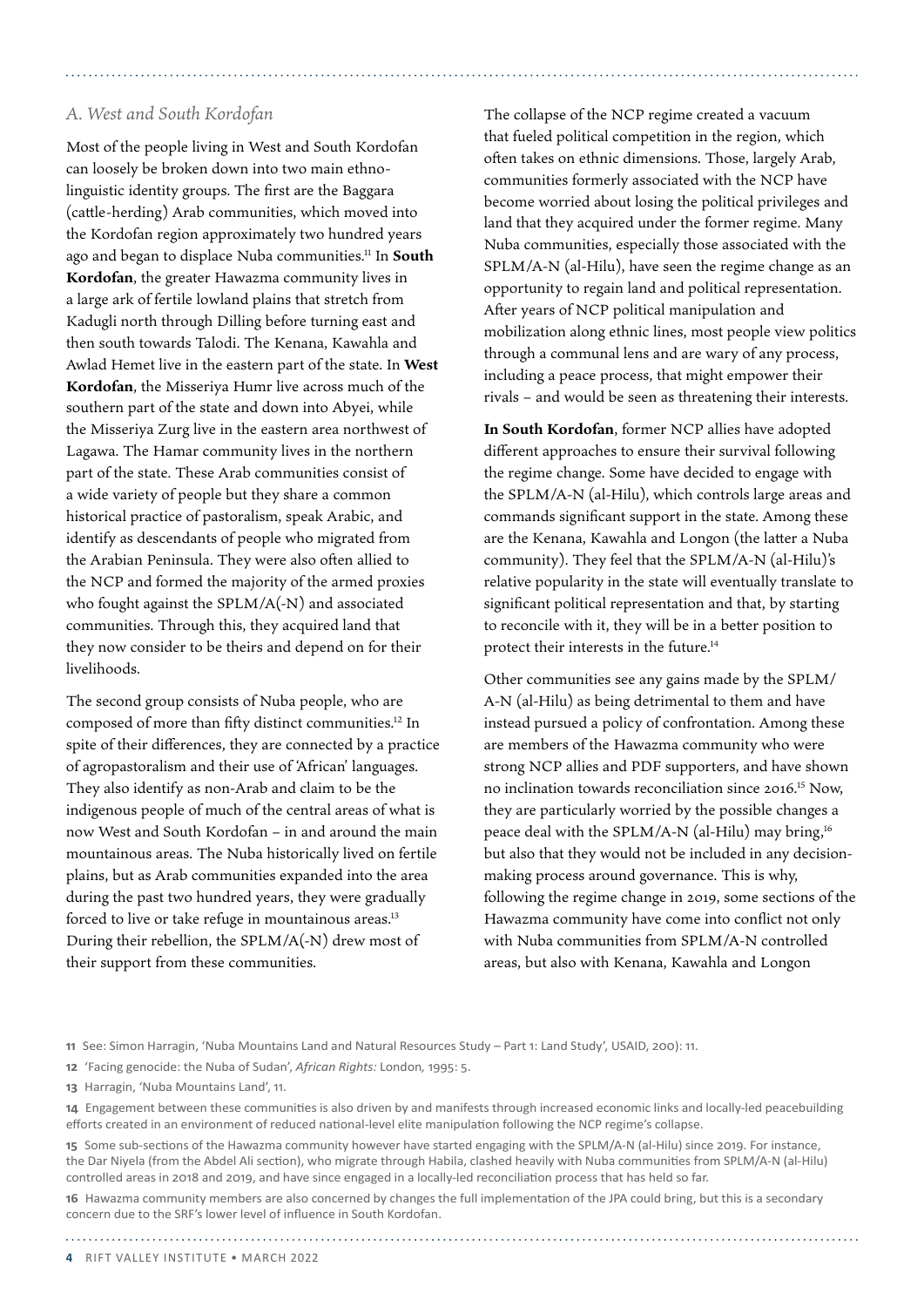### *A. West and South Kordofan*

Most of the people living in West and South Kordofan can loosely be broken down into two main ethno-linguistic identity groups. The first are the Baggara (cattle-herding) Arab communities, which moved into the Kordofan region approximately two hundred years ago and began to displace Nuba communities.[11] In **South Kordofan**, the greater Hawazma community lives in a large ark of fertile lowland plains that stretch from Kadugli north through Dilling before turning east and then south towards Talodi. The Kenana, Kawahla and Awlad Hemet live in the eastern part of the state. In **West Kordofan**, the Misseriya Humr live across much of the southern part of the state and down into Abyei, while the Misseriya Zurg live in the eastern area northwest of Lagawa. The Hamar community lives in the northern part of the state. These Arab communities consist of a wide variety of people but they share a common historical practice of pastoralism, speak Arabic, and identify as descendants of people who migrated from the Arabian Peninsula. They were also often allied to the NCP and formed the majority of the armed proxies who fought against the SPLM/A(-N) and associated communities. Through this, they acquired land that they now consider to be theirs and depend on for their livelihoods.

The second group consists of Nuba people, who are composed of more than fifty distinct communities.[12] In spite of their differences, they are connected by a practice of agropastoralism and their use of 'African' languages. They also identify as non-Arab and claim to be the indigenous people of much of the central areas of what is now West and South Kordofan – in and around the main mountainous areas. The Nuba historically lived on fertile plains, but as Arab communities expanded into the area during the past two hundred years, they were gradually forced to live or take refuge in mountainous areas.[13] During their rebellion, the SPLM/A(-N) drew most of their support from these communities.

The collapse of the NCP regime created a vacuum that fueled political competition in the region, which often takes on ethnic dimensions. Those, largely Arab, communities formerly associated with the NCP have become worried about losing the political privileges and land that they acquired under the former regime. Many Nuba communities, especially those associated with the SPLM/A-N (al-Hilu), have seen the regime change as an opportunity to regain land and political representation. After years of NCP political manipulation and mobilization along ethnic lines, most people view politics through a communal lens and are wary of any process, including a peace process, that might empower their rivals – and would be seen as threatening their interests.

**In South Kordofan**, former NCP allies have adopted different approaches to ensure their survival following the regime change. Some have decided to engage with the SPLM/A-N (al-Hilu), which controls large areas and commands significant support in the state. Among these are the Kenana, Kawahla and Longon (the latter a Nuba community). They feel that the SPLM/A-N (al-Hilu)'s relative popularity in the state will eventually translate to significant political representation and that, by starting to reconcile with it, they will be in a better position to protect their interests in the future.[14]

Other communities see any gains made by the SPLM/A-N (al-Hilu) as being detrimental to them and have instead pursued a policy of confrontation. Among these are members of the Hawazma community who were strong NCP allies and PDF supporters, and have shown no inclination towards reconciliation since 2016.[15] Now, they are particularly worried by the possible changes a peace deal with the SPLM/A-N (al-Hilu) may bring,[16] but also that they would not be included in any decision-making process around governance. This is why, following the regime change in 2019, some sections of the Hawazma community have come into conflict not only with Nuba communities from SPLM/A-N controlled areas, but also with Kenana, Kawahla and Longon

11 See: Simon Harragin, 'Nuba Mountains Land and Natural Resources Study – Part 1: Land Study', USAID, 200): 11.

12 'Facing genocide: the Nuba of Sudan', *African Rights:* London, 1995: 5.

13 Harragin, 'Nuba Mountains Land', 11.

14 Engagement between these communities is also driven by and manifests through increased economic links and locally-led peacebuilding efforts created in an environment of reduced national-level elite manipulation following the NCP regime's collapse.

15 Some sub-sections of the Hawazma community however have started engaging with the SPLM/A-N (al-Hilu) since 2019. For instance, the Dar Niyela (from the Abdel Ali section), who migrate through Habila, clashed heavily with Nuba communities from SPLM/A-N (al-Hilu) controlled areas in 2018 and 2019, and have since engaged in a locally-led reconciliation process that has held so far.

16 Hawazma community members are also concerned by changes the full implementation of the JPA could bring, but this is a secondary concern due to the SRF's lower level of influence in South Kordofan.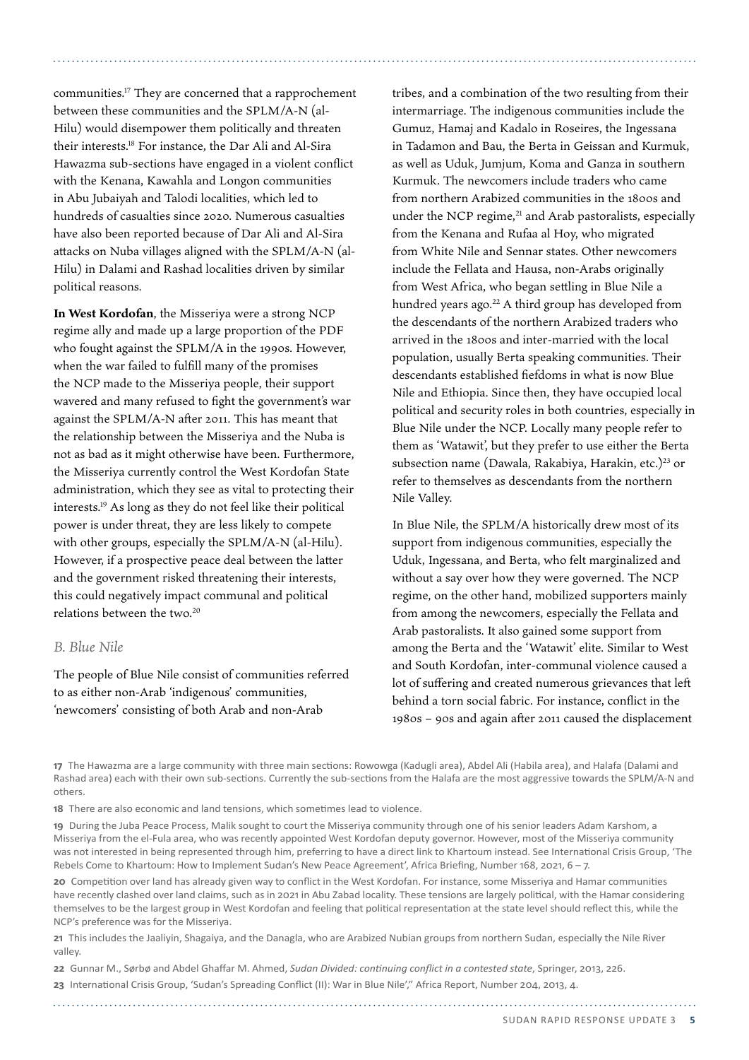communities.[17] They are concerned that a rapprochement between these communities and the SPLM/A-N (al-Hilu) would disempower them politically and threaten their interests.[18] For instance, the Dar Ali and Al-Sira Hawazma sub-sections have engaged in a violent conflict with the Kenana, Kawahla and Longon communities in Abu Jubaiyah and Talodi localities, which led to hundreds of casualties since 2020. Numerous casualties have also been reported because of Dar Ali and Al-Sira attacks on Nuba villages aligned with the SPLM/A-N (al-Hilu) in Dalami and Rashad localities driven by similar political reasons.

**In West Kordofan**, the Misseriya were a strong NCP regime ally and made up a large proportion of the PDF who fought against the SPLM/A in the 1990s. However, when the war failed to fulfill many of the promises the NCP made to the Misseriya people, their support wavered and many refused to fight the government's war against the SPLM/A-N after 2011. This has meant that the relationship between the Misseriya and the Nuba is not as bad as it might otherwise have been. Furthermore, the Misseriya currently control the West Kordofan State administration, which they see as vital to protecting their interests.[19] As long as they do not feel like their political power is under threat, they are less likely to compete with other groups, especially the SPLM/A-N (al-Hilu). However, if a prospective peace deal between the latter and the government risked threatening their interests, this could negatively impact communal and political relations between the two.[20]

## *B. Blue Nile*

The people of Blue Nile consist of communities referred to as either non-Arab 'indigenous' communities, 'newcomers' consisting of both Arab and non-Arab tribes, and a combination of the two resulting from their intermarriage. The indigenous communities include the Gumuz, Hamaj and Kadalo in Roseires, the Ingessana in Tadamon and Bau, the Berta in Geissan and Kurmuk, as well as Uduk, Jumjum, Koma and Ganza in southern Kurmuk. The newcomers include traders who came from northern Arabized communities in the 1800s and under the NCP regime,[21] and Arab pastoralists, especially from the Kenana and Rufaa al Hoy, who migrated from White Nile and Sennar states. Other newcomers include the Fellata and Hausa, non-Arabs originally from West Africa, who began settling in Blue Nile a hundred years ago.[22] A third group has developed from the descendants of the northern Arabized traders who arrived in the 1800s and inter-married with the local population, usually Berta speaking communities. Their descendants established fiefdoms in what is now Blue Nile and Ethiopia. Since then, they have occupied local political and security roles in both countries, especially in Blue Nile under the NCP. Locally many people refer to them as 'Watawit', but they prefer to use either the Berta subsection name (Dawala, Rakabiya, Harakin, etc.)[23] or refer to themselves as descendants from the northern Nile Valley.

In Blue Nile, the SPLM/A historically drew most of its support from indigenous communities, especially the Uduk, Ingessana, and Berta, who felt marginalized and without a say over how they were governed. The NCP regime, on the other hand, mobilized supporters mainly from among the newcomers, especially the Fellata and Arab pastoralists. It also gained some support from among the Berta and the 'Watawit' elite. Similar to West and South Kordofan, inter-communal violence caused a lot of suffering and created numerous grievances that left behind a torn social fabric. For instance, conflict in the 1980s – 90s and again after 2011 caused the displacement

---

**17** The Hawazma are a large community with three main sections: Rowowga (Kadugli area), Abdel Ali (Habila area), and Halafa (Dalami and Rashad area) each with their own sub-sections. Currently the sub-sections from the Halafa are the most aggressive towards the SPLM/A-N and others.

**18** There are also economic and land tensions, which sometimes lead to violence.

**19** During the Juba Peace Process, Malik sought to court the Misseriya community through one of his senior leaders Adam Karshom, a Misseriya from the el-Fula area, who was recently appointed West Kordofan deputy governor. However, most of the Misseriya community was not interested in being represented through him, preferring to have a direct link to Khartoum instead. See International Crisis Group, 'The Rebels Come to Khartoum: How to Implement Sudan's New Peace Agreement', Africa Briefing, Number 168, 2021, 6 – 7.

**20** Competition over land has already given way to conflict in the West Kordofan. For instance, some Misseriya and Hamar communities have recently clashed over land claims, such as in 2021 in Abu Zabad locality. These tensions are largely political, with the Hamar considering themselves to be the largest group in West Kordofan and feeling that political representation at the state level should reflect this, while the NCP's preference was for the Misseriya.

**21** This includes the Jaaliyin, Shagaiya, and the Danagla, who are Arabized Nubian groups from northern Sudan, especially the Nile River valley.

**22** Gunnar M., Sørbø and Abdel Ghaffar M. Ahmed, *Sudan Divided: continuing conflict in a contested state*, Springer, 2013, 226.

**23** International Crisis Group, 'Sudan's Spreading Conflict (II): War in Blue Nile'," Africa Report, Number 204, 2013, 4.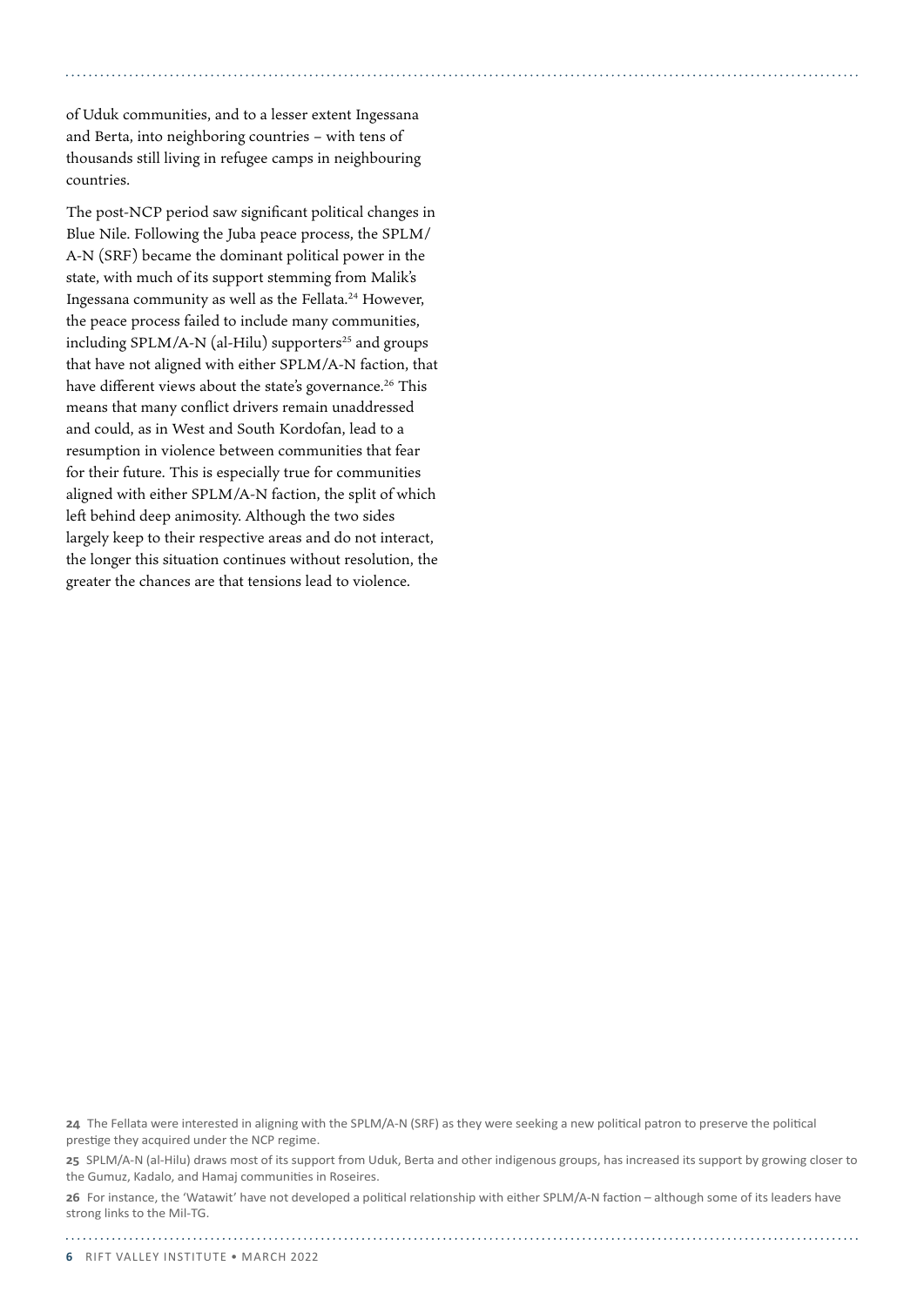of Uduk communities, and to a lesser extent Ingessana and Berta, into neighboring countries – with tens of thousands still living in refugee camps in neighbouring countries.

The post-NCP period saw significant political changes in Blue Nile. Following the Juba peace process, the SPLM/A-N (SRF) became the dominant political power in the state, with much of its support stemming from Malik's Ingessana community as well as the Fellata.[24] However, the peace process failed to include many communities, including SPLM/A-N (al-Hilu) supporters[25] and groups that have not aligned with either SPLM/A-N faction, that have different views about the state's governance.[26] This means that many conflict drivers remain unaddressed and could, as in West and South Kordofan, lead to a resumption in violence between communities that fear for their future. This is especially true for communities aligned with either SPLM/A-N faction, the split of which left behind deep animosity. Although the two sides largely keep to their respective areas and do not interact, the longer this situation continues without resolution, the greater the chances are that tensions lead to violence.

**24** The Fellata were interested in aligning with the SPLM/A-N (SRF) as they were seeking a new political patron to preserve the political prestige they acquired under the NCP regime.

**25** SPLM/A-N (al-Hilu) draws most of its support from Uduk, Berta and other indigenous groups, has increased its support by growing closer to the Gumuz, Kadalo, and Hamaj communities in Roseires.

**26** For instance, the 'Watawit' have not developed a political relationship with either SPLM/A-N faction – although some of its leaders have strong links to the Mil-TG.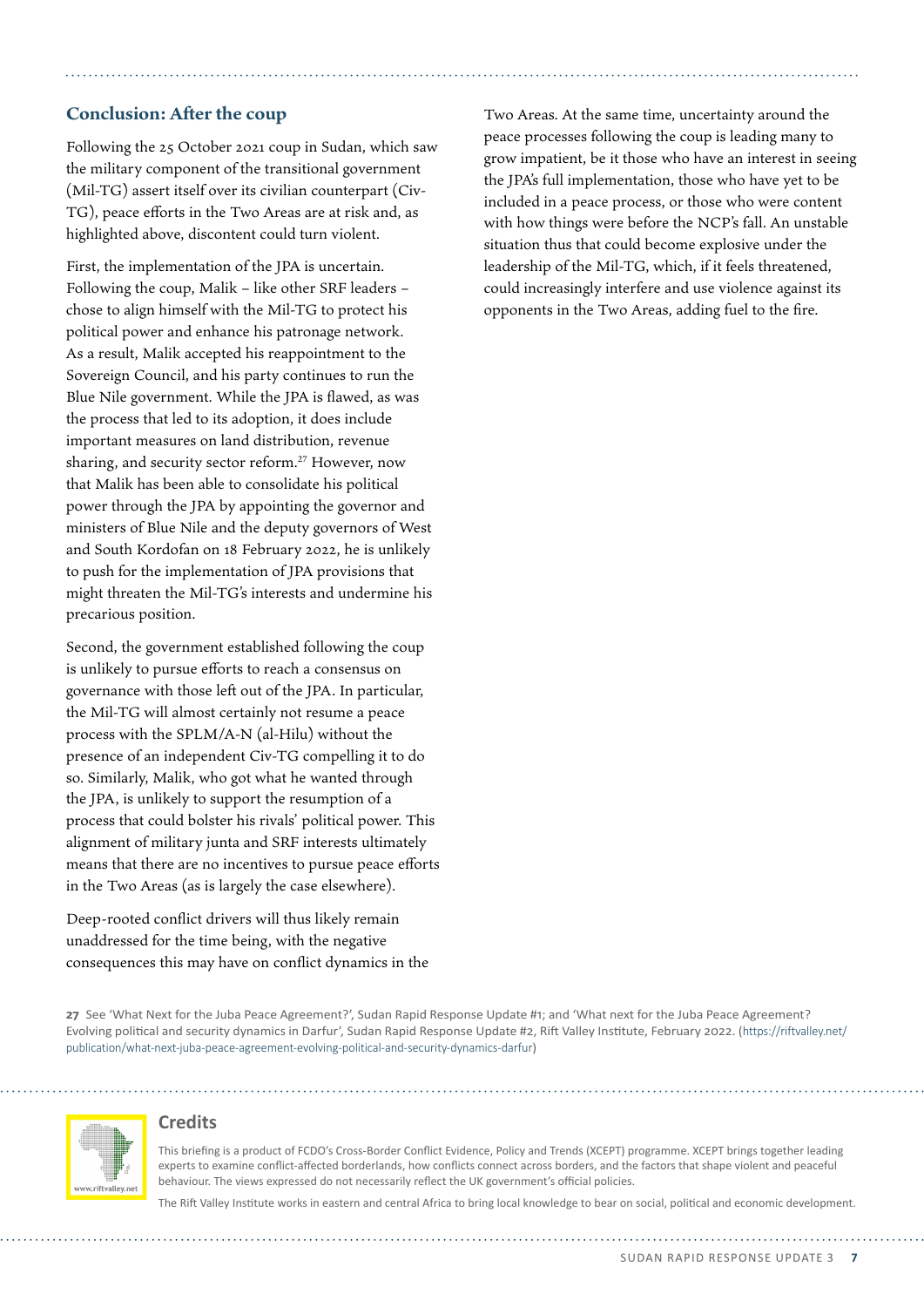## Conclusion: After the coup

Following the 25 October 2021 coup in Sudan, which saw the military component of the transitional government (Mil-TG) assert itself over its civilian counterpart (Civ-TG), peace efforts in the Two Areas are at risk and, as highlighted above, discontent could turn violent.

First, the implementation of the JPA is uncertain. Following the coup, Malik – like other SRF leaders – chose to align himself with the Mil-TG to protect his political power and enhance his patronage network. As a result, Malik accepted his reappointment to the Sovereign Council, and his party continues to run the Blue Nile government. While the JPA is flawed, as was the process that led to its adoption, it does include important measures on land distribution, revenue sharing, and security sector reform.[27] However, now that Malik has been able to consolidate his political power through the JPA by appointing the governor and ministers of Blue Nile and the deputy governors of West and South Kordofan on 18 February 2022, he is unlikely to push for the implementation of JPA provisions that might threaten the Mil-TG's interests and undermine his precarious position.

Second, the government established following the coup is unlikely to pursue efforts to reach a consensus on governance with those left out of the JPA. In particular, the Mil-TG will almost certainly not resume a peace process with the SPLM/A-N (al-Hilu) without the presence of an independent Civ-TG compelling it to do so. Similarly, Malik, who got what he wanted through the JPA, is unlikely to support the resumption of a process that could bolster his rivals' political power. This alignment of military junta and SRF interests ultimately means that there are no incentives to pursue peace efforts in the Two Areas (as is largely the case elsewhere).

Deep-rooted conflict drivers will thus likely remain unaddressed for the time being, with the negative consequences this may have on conflict dynamics in the Two Areas. At the same time, uncertainty around the peace processes following the coup is leading many to grow impatient, be it those who have an interest in seeing the JPA's full implementation, those who have yet to be included in a peace process, or those who were content with how things were before the NCP's fall. An unstable situation thus that could become explosive under the leadership of the Mil-TG, which, if it feels threatened, could increasingly interfere and use violence against its opponents in the Two Areas, adding fuel to the fire.

27 See 'What Next for the Juba Peace Agreement?', Sudan Rapid Response Update #1; and 'What next for the Juba Peace Agreement? Evolving political and security dynamics in Darfur', Sudan Rapid Response Update #2, Rift Valley Institute, February 2022. (https://riftvalley.net/publication/what-next-juba-peace-agreement-evolving-political-and-security-dynamics-darfur)

www.riftvalley.net

## Credits

This briefing is a product of FCDO's Cross-Border Conflict Evidence, Policy and Trends (XCEPT) programme. XCEPT brings together leading experts to examine conflict-affected borderlands, how conflicts connect across borders, and the factors that shape violent and peaceful behaviour. The views expressed do not necessarily reflect the UK government's official policies.

The Rift Valley Institute works in eastern and central Africa to bring local knowledge to bear on social, political and economic development.